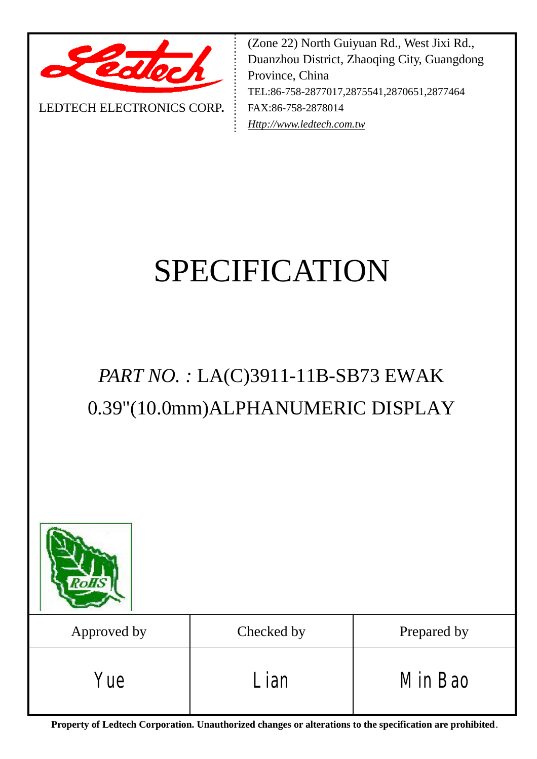LEDTECH ELECTRONICS CORP.

(Zone 22) North Guiyuan Rd., West Jixi Rd., Duanzhou District, Zhaoqing City, Guangdong Province, China
TEL:86-758-2877017,2875541,2870651,2877464
FAX:86-758-2878014
*Http://www.ledtech.com.tw*

# SPECIFICATION

## *PART NO. :* LA(C)3911-11B-SB73 EWAK
## 0.39"(10.0mm)ALPHANUMERIC DISPLAY

RoHS

| Approved by | Checked by | Prepared by |
|---|---|---|
| Yue | Lian | Min Bao |

**Property of Ledtech Corporation. Unauthorized changes or alterations to the specification are prohibited.**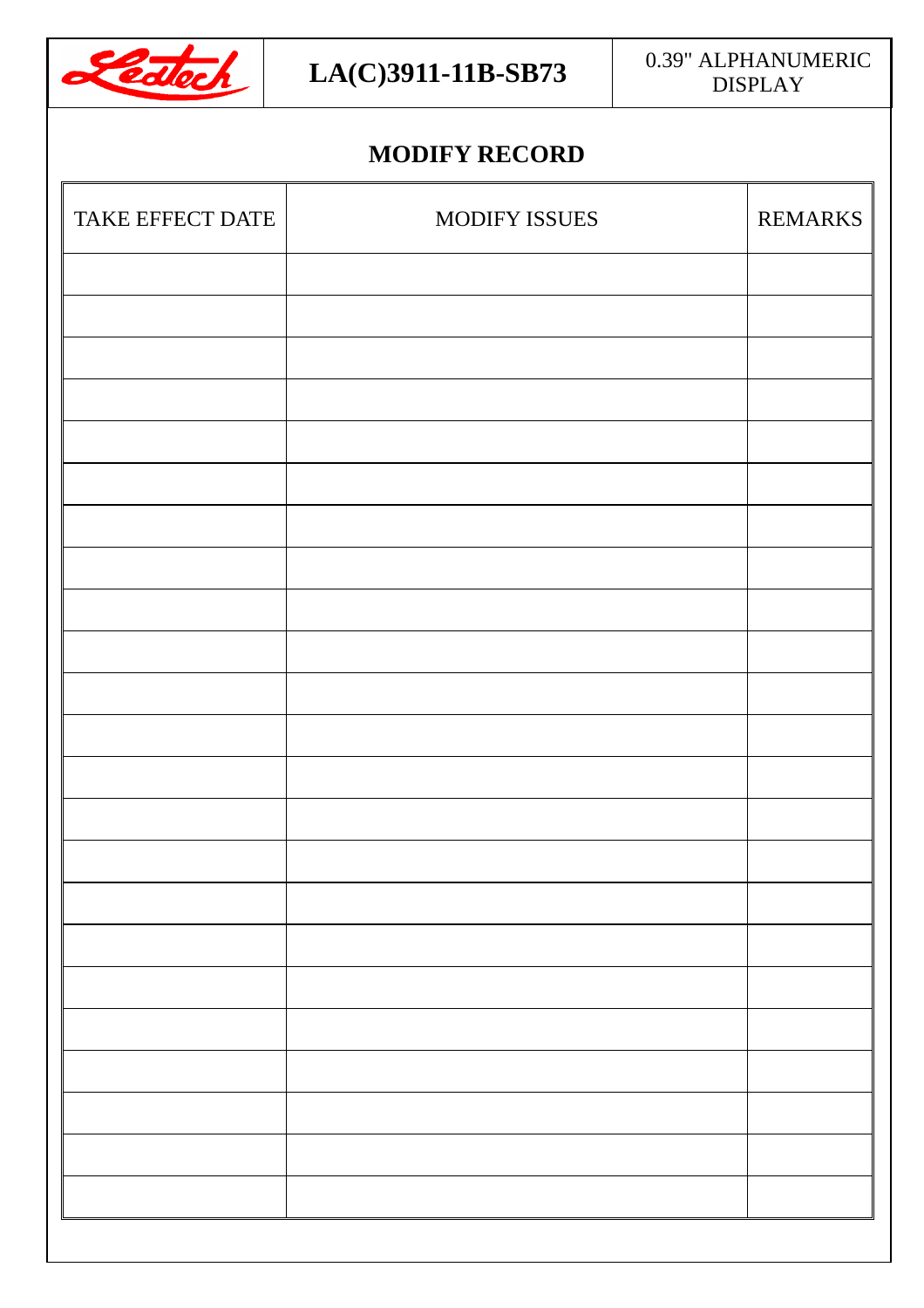## MODIFY RECORD

| TAKE EFFECT DATE | MODIFY ISSUES | REMARKS |
|---|---|---|
| | | |
| | | |
| | | |
| | | |
| | | |
| | | |
| | | |
| | | |
| | | |
| | | |
| | | |
| | | |
| | | |
| | | |
| | | |
| | | |
| | | |
| | | |
| | | |
| | | |
| | | |
| | | |
| | | |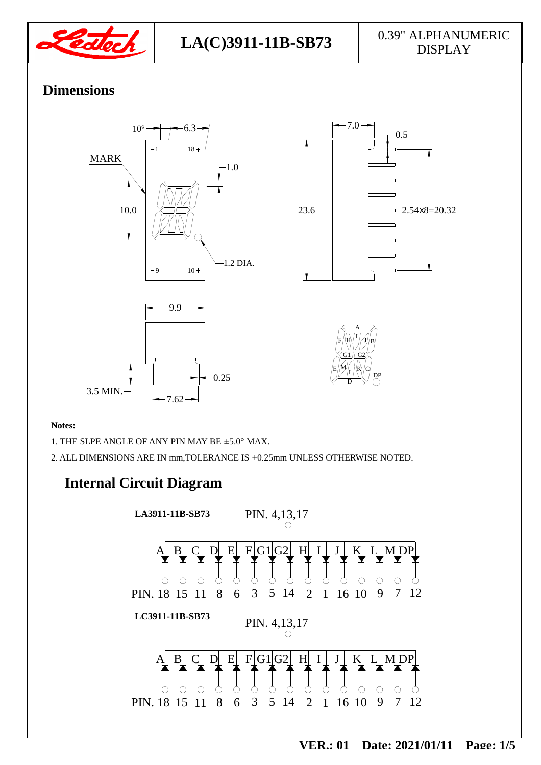# LA(C)3911-11B-SB73

0.39" ALPHANUMERIC DISPLAY

## Dimensions

**Notes:**

1. THE SLPE ANGLE OF ANY PIN MAY BE ±5.0° MAX.
2. ALL DIMENSIONS ARE IN mm,TOLERANCE IS ±0.25mm UNLESS OTHERWISE NOTED.

## Internal Circuit Diagram

**LA3911-11B-SB73**

PIN. 4,13,17

| Segment | A | B | C | D | E | F | G1 | G2 | H | I | J | K | L | M | DP |
|---|---|---|---|---|---|---|---|---|---|---|---|---|---|---|---|
| PIN. | 18 | 15 | 11 | 8 | 6 | 3 | 5 | 14 | 2 | 1 | 16 | 10 | 9 | 7 | 12 |

**LC3911-11B-SB73**

PIN. 4,13,17

| Segment | A | B | C | D | E | F | G1 | G2 | H | I | J | K | L | M | DP |
|---|---|---|---|---|---|---|---|---|---|---|---|---|---|---|---|
| PIN. | 18 | 15 | 11 | 8 | 6 | 3 | 5 | 14 | 2 | 1 | 16 | 10 | 9 | 7 | 12 |

VER.: 01 Date: 2021/01/11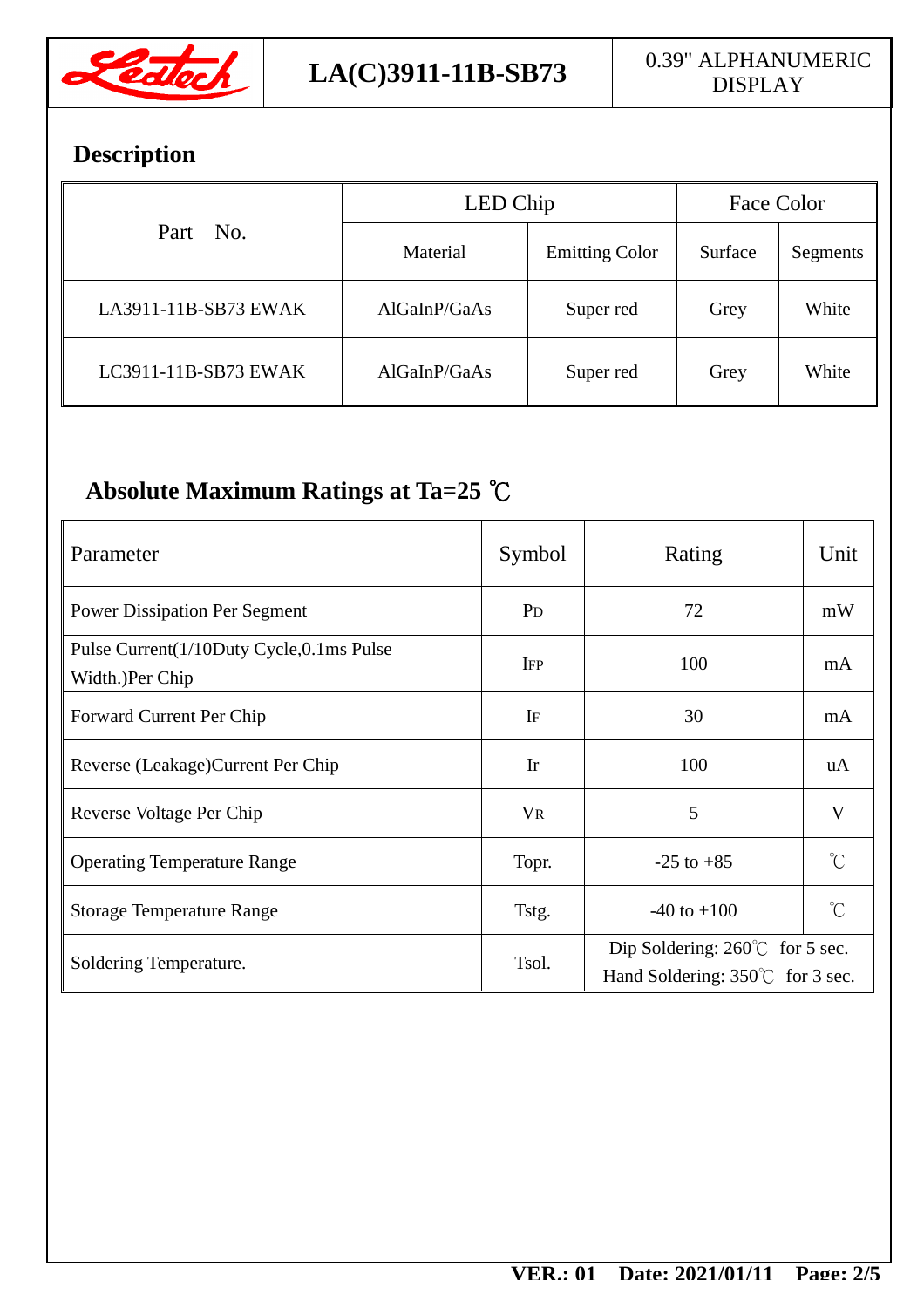## Description

| Part No. | LED Chip | | Face Color | |
|---|---|---|---|---|
| | Material | Emitting Color | Surface | Segments |
| LA3911-11B-SB73 EWAK | AlGaInP/GaAs | Super red | Grey | White |
| LC3911-11B-SB73 EWAK | AlGaInP/GaAs | Super red | Grey | White |

## Absolute Maximum Ratings at Ta=25 ℃

| Parameter | Symbol | Rating | Unit |
|---|---|---|---|
| Power Dissipation Per Segment | $P_D$ | 72 | mW |
| Pulse Current(1/10Duty Cycle,0.1ms Pulse Width.)Per Chip | $I_{FP}$ | 100 | mA |
| Forward Current Per Chip | $I_F$ | 30 | mA |
| Reverse (Leakage)Current Per Chip | Ir | 100 | uA |
| Reverse Voltage Per Chip | $V_R$ | 5 | V |
| Operating Temperature Range | Topr. | -25 to +85 | ℃ |
| Storage Temperature Range | Tstg. | -40 to +100 | ℃ |
| Soldering Temperature. | Tsol. | Dip Soldering: 260℃ for 5 sec.<br>Hand Soldering: 350℃ for 3 sec. | |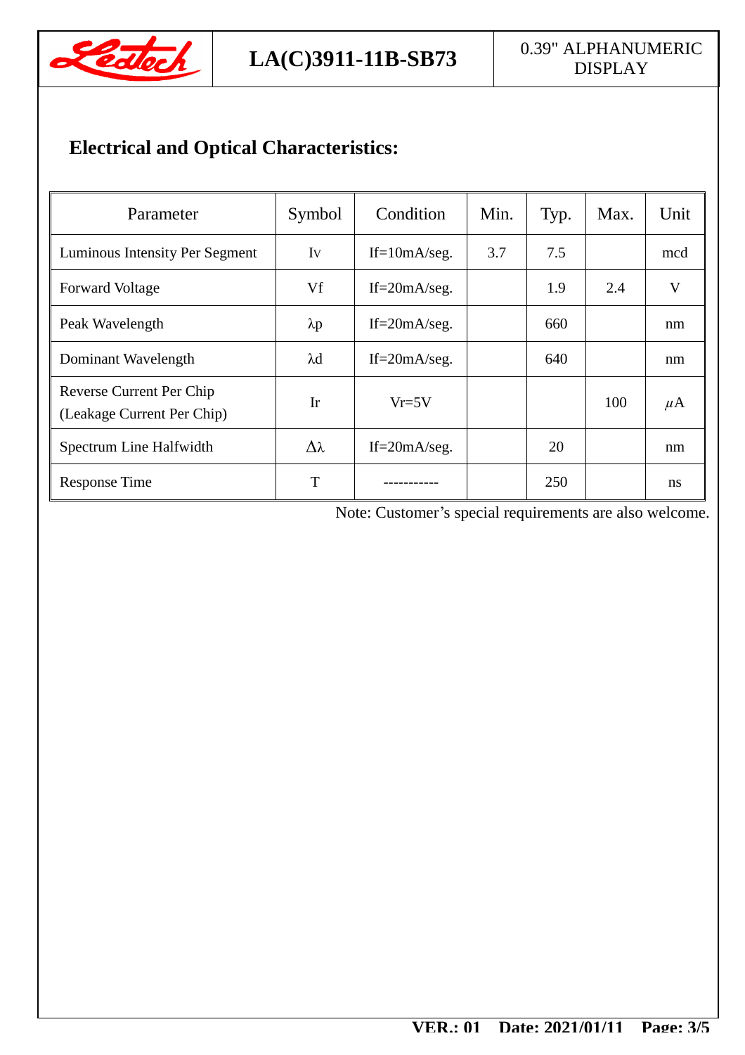## Electrical and Optical Characteristics:

| Parameter | Symbol | Condition | Min. | Typ. | Max. | Unit |
|---|---|---|---|---|---|---|
| Luminous Intensity Per Segment | Iv | If=10mA/seg. | 3.7 | 7.5 | | mcd |
| Forward Voltage | Vf | If=20mA/seg. | | 1.9 | 2.4 | V |
| Peak Wavelength | λp | If=20mA/seg. | | 660 | | nm |
| Dominant Wavelength | λd | If=20mA/seg. | | 640 | | nm |
| Reverse Current Per Chip (Leakage Current Per Chip) | Ir | Vr=5V | | | 100 | μA |
| Spectrum Line Halfwidth | Δλ | If=20mA/seg. | | 20 | | nm |
| Response Time | T | ----------- | | 250 | | ns |

Note: Customer's special requirements are also welcome.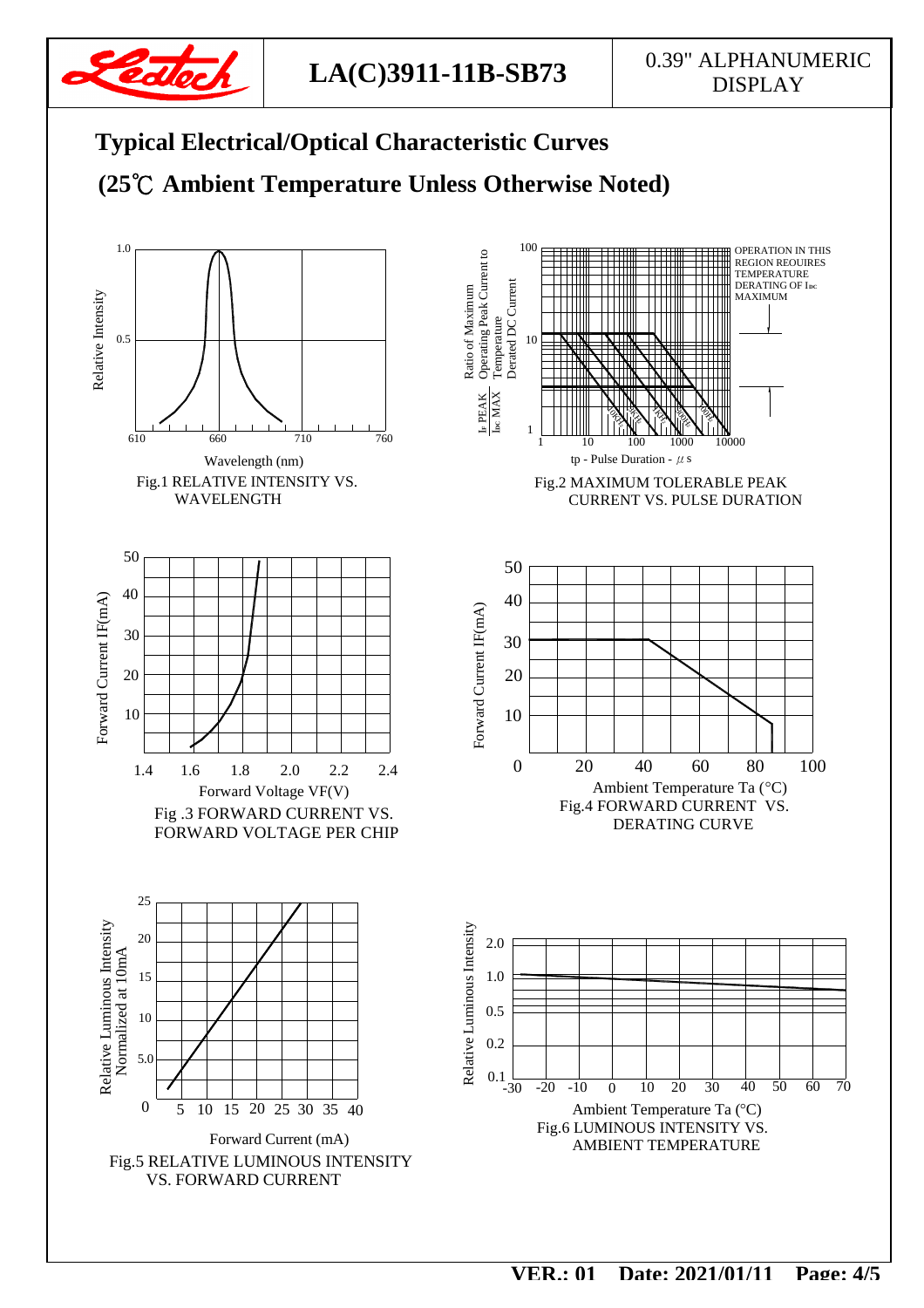## Typical Electrical/Optical Characteristic Curves

## (25℃ Ambient Temperature Unless Otherwise Noted)

Fig.1 RELATIVE INTENSITY VS. WAVELENGTH

Fig.2 MAXIMUM TOLERABLE PEAK CURRENT VS. PULSE DURATION

OPERATION IN THIS REGION REOUIRES TEMPERATURE DERATING OF $I_{DC}$ MAXIMUM

Fig .3 FORWARD CURRENT VS. FORWARD VOLTAGE PER CHIP

Fig.4 FORWARD CURRENT VS. DERATING CURVE

Fig.5 RELATIVE LUMINOUS INTENSITY VS. FORWARD CURRENT

Fig.6 LUMINOUS INTENSITY VS. AMBIENT TEMPERATURE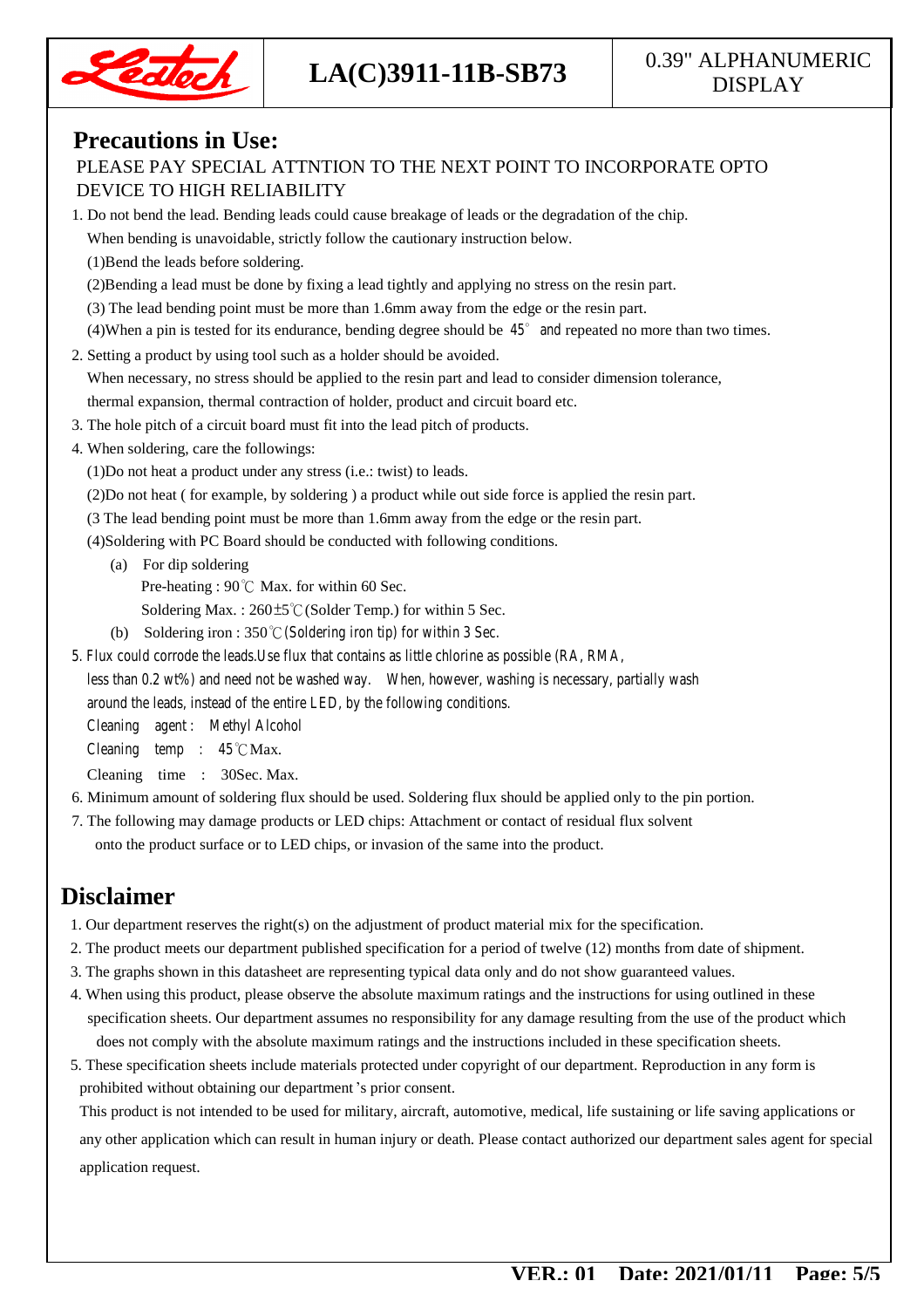## Precautions in Use:

PLEASE PAY SPECIAL ATTNTION TO THE NEXT POINT TO INCORPORATE OPTO DEVICE TO HIGH RELIABILITY

1. Do not bend the lead. Bending leads could cause breakage of leads or the degradation of the chip.
   When bending is unavoidable, strictly follow the cautionary instruction below.
   (1)Bend the leads before soldering.
   (2)Bending a lead must be done by fixing a lead tightly and applying no stress on the resin part.
   (3) The lead bending point must be more than 1.6mm away from the edge or the resin part.
   (4)When a pin is tested for its endurance, bending degree should be 45° and repeated no more than two times.
2. Setting a product by using tool such as a holder should be avoided.
   When necessary, no stress should be applied to the resin part and lead to consider dimension tolerance, thermal expansion, thermal contraction of holder, product and circuit board etc.
3. The hole pitch of a circuit board must fit into the lead pitch of products.
4. When soldering, care the followings:
   (1)Do not heat a product under any stress (i.e.: twist) to leads.
   (2)Do not heat ( for example, by soldering ) a product while out side force is applied the resin part.
   (3 The lead bending point must be more than 1.6mm away from the edge or the resin part.
   (4)Soldering with PC Board should be conducted with following conditions.
   - (a) For dip soldering
     Pre-heating : 90℃ Max. for within 60 Sec.
     Soldering Max. : 260±5℃(Solder Temp.) for within 5 Sec.
   - (b) Soldering iron : 350℃(Soldering iron tip) for within 3 Sec.
5. Flux could corrode the leads.Use flux that contains as little chlorine as possible (RA, RMA, less than 0.2 wt%) and need not be washed way. When, however, washing is necessary, partially wash around the leads, instead of the entire LED, by the following conditions.
   Cleaning agent : Methyl Alcohol
   Cleaning temp : 45℃Max.
   Cleaning time : 30Sec. Max.
6. Minimum amount of soldering flux should be used. Soldering flux should be applied only to the pin portion.
7. The following may damage products or LED chips: Attachment or contact of residual flux solvent onto the product surface or to LED chips, or invasion of the same into the product.

## Disclaimer

1. Our department reserves the right(s) on the adjustment of product material mix for the specification.
2. The product meets our department published specification for a period of twelve (12) months from date of shipment.
3. The graphs shown in this datasheet are representing typical data only and do not show guaranteed values.
4. When using this product, please observe the absolute maximum ratings and the instructions for using outlined in these specification sheets. Our department assumes no responsibility for any damage resulting from the use of the product which does not comply with the absolute maximum ratings and the instructions included in these specification sheets.
5. These specification sheets include materials protected under copyright of our department. Reproduction in any form is prohibited without obtaining our department's prior consent.
   This product is not intended to be used for military, aircraft, automotive, medical, life sustaining or life saving applications or any other application which can result in human injury or death. Please contact authorized our department sales agent for special application request.